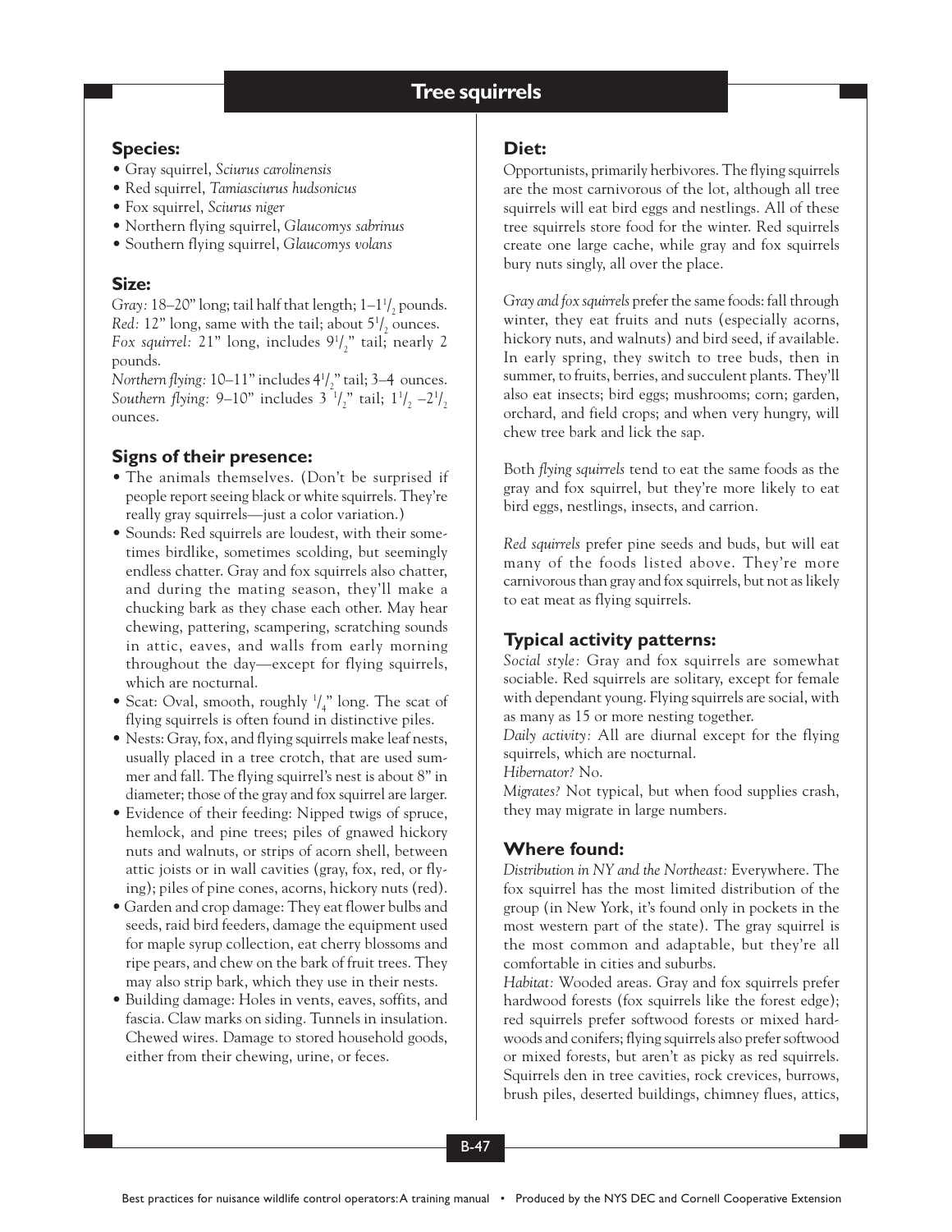# Tree squirrels

## Species:

- Gray squirrel, *Sciurus carolinensis*
- Red squirrel, *Tamiasciurus hudsonicus*
- Fox squirrel, *Sciurus niger*
- Northern flying squirrel, *Glaucomys sabrinus*
- Southern flying squirrel, *Glaucomys volans*

## Size:

*Gray:* 18–20" long; tail half that length; 1–1½ pounds.
*Red:* 12" long, same with the tail; about 5½ ounces.
*Fox squirrel:* 21" long, includes 9½" tail; nearly 2 pounds.
*Northern flying:* 10–11" includes 4½" tail; 3–4 ounces.
*Southern flying:* 9–10" includes 3 ½" tail; 1½ –2½ ounces.

## Signs of their presence:

- The animals themselves. (Don't be surprised if people report seeing black or white squirrels. They're really gray squirrels—just a color variation.)
- Sounds: Red squirrels are loudest, with their sometimes birdlike, sometimes scolding, but seemingly endless chatter. Gray and fox squirrels also chatter, and during the mating season, they'll make a chucking bark as they chase each other. May hear chewing, pattering, scampering, scratching sounds in attic, eaves, and walls from early morning throughout the day—except for flying squirrels, which are nocturnal.
- Scat: Oval, smooth, roughly ¼" long. The scat of flying squirrels is often found in distinctive piles.
- Nests: Gray, fox, and flying squirrels make leaf nests, usually placed in a tree crotch, that are used summer and fall. The flying squirrel's nest is about 8" in diameter; those of the gray and fox squirrel are larger.
- Evidence of their feeding: Nipped twigs of spruce, hemlock, and pine trees; piles of gnawed hickory nuts and walnuts, or strips of acorn shell, between attic joists or in wall cavities (gray, fox, red, or flying); piles of pine cones, acorns, hickory nuts (red).
- Garden and crop damage: They eat flower bulbs and seeds, raid bird feeders, damage the equipment used for maple syrup collection, eat cherry blossoms and ripe pears, and chew on the bark of fruit trees. They may also strip bark, which they use in their nests.
- Building damage: Holes in vents, eaves, soffits, and fascia. Claw marks on siding. Tunnels in insulation. Chewed wires. Damage to stored household goods, either from their chewing, urine, or feces.

## Diet:

Opportunists, primarily herbivores. The flying squirrels are the most carnivorous of the lot, although all tree squirrels will eat bird eggs and nestlings. All of these tree squirrels store food for the winter. Red squirrels create one large cache, while gray and fox squirrels bury nuts singly, all over the place.

*Gray and fox squirrels* prefer the same foods: fall through winter, they eat fruits and nuts (especially acorns, hickory nuts, and walnuts) and bird seed, if available. In early spring, they switch to tree buds, then in summer, to fruits, berries, and succulent plants. They'll also eat insects; bird eggs; mushrooms; corn; garden, orchard, and field crops; and when very hungry, will chew tree bark and lick the sap.

Both *flying squirrels* tend to eat the same foods as the gray and fox squirrel, but they're more likely to eat bird eggs, nestlings, insects, and carrion.

*Red squirrels* prefer pine seeds and buds, but will eat many of the foods listed above. They're more carnivorous than gray and fox squirrels, but not as likely to eat meat as flying squirrels.

## Typical activity patterns:

*Social style:* Gray and fox squirrels are somewhat sociable. Red squirrels are solitary, except for female with dependant young. Flying squirrels are social, with as many as 15 or more nesting together.
*Daily activity:* All are diurnal except for the flying squirrels, which are nocturnal.
*Hibernator?* No.
*Migrates?* Not typical, but when food supplies crash, they may migrate in large numbers.

## Where found:

*Distribution in NY and the Northeast:* Everywhere. The fox squirrel has the most limited distribution of the group (in New York, it's found only in pockets in the most western part of the state). The gray squirrel is the most common and adaptable, but they're all comfortable in cities and suburbs.
*Habitat:* Wooded areas. Gray and fox squirrels prefer hardwood forests (fox squirrels like the forest edge); red squirrels prefer softwood forests or mixed hardwoods and conifers; flying squirrels also prefer softwood or mixed forests, but aren't as picky as red squirrels. Squirrels den in tree cavities, rock crevices, burrows, brush piles, deserted buildings, chimney flues, attics,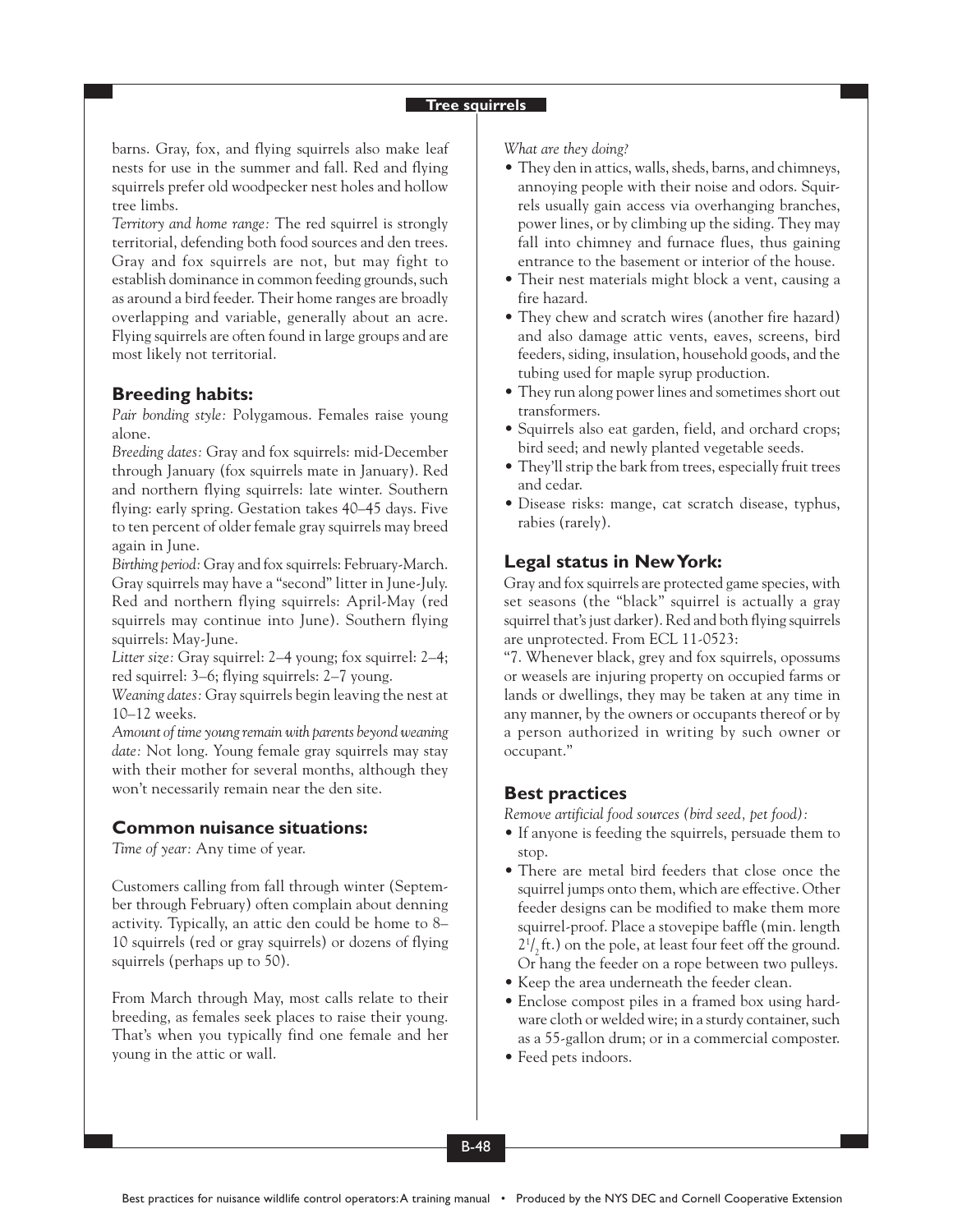barns. Gray, fox, and flying squirrels also make leaf nests for use in the summer and fall. Red and flying squirrels prefer old woodpecker nest holes and hollow tree limbs.

*Territory and home range:* The red squirrel is strongly territorial, defending both food sources and den trees. Gray and fox squirrels are not, but may fight to establish dominance in common feeding grounds, such as around a bird feeder. Their home ranges are broadly overlapping and variable, generally about an acre. Flying squirrels are often found in large groups and are most likely not territorial.

## Breeding habits:

*Pair bonding style:* Polygamous. Females raise young alone.

*Breeding dates:* Gray and fox squirrels: mid-December through January (fox squirrels mate in January). Red and northern flying squirrels: late winter. Southern flying: early spring. Gestation takes 40–45 days. Five to ten percent of older female gray squirrels may breed again in June.

*Birthing period:* Gray and fox squirrels: February-March. Gray squirrels may have a "second" litter in June-July. Red and northern flying squirrels: April-May (red squirrels may continue into June). Southern flying squirrels: May-June.

*Litter size:* Gray squirrel: 2–4 young; fox squirrel: 2–4; red squirrel: 3–6; flying squirrels: 2–7 young.

*Weaning dates:* Gray squirrels begin leaving the nest at 10–12 weeks.

*Amount of time young remain with parents beyond weaning date:* Not long. Young female gray squirrels may stay with their mother for several months, although they won't necessarily remain near the den site.

## Common nuisance situations:

*Time of year:* Any time of year.

Customers calling from fall through winter (September through February) often complain about denning activity. Typically, an attic den could be home to 8–10 squirrels (red or gray squirrels) or dozens of flying squirrels (perhaps up to 50).

From March through May, most calls relate to their breeding, as females seek places to raise their young. That's when you typically find one female and her young in the attic or wall.

*What are they doing?*

- They den in attics, walls, sheds, barns, and chimneys, annoying people with their noise and odors. Squirrels usually gain access via overhanging branches, power lines, or by climbing up the siding. They may fall into chimney and furnace flues, thus gaining entrance to the basement or interior of the house.
- Their nest materials might block a vent, causing a fire hazard.
- They chew and scratch wires (another fire hazard) and also damage attic vents, eaves, screens, bird feeders, siding, insulation, household goods, and the tubing used for maple syrup production.
- They run along power lines and sometimes short out transformers.
- Squirrels also eat garden, field, and orchard crops; bird seed; and newly planted vegetable seeds.
- They'll strip the bark from trees, especially fruit trees and cedar.
- Disease risks: mange, cat scratch disease, typhus, rabies (rarely).

## Legal status in New York:

Gray and fox squirrels are protected game species, with set seasons (the "black" squirrel is actually a gray squirrel that's just darker). Red and both flying squirrels are unprotected. From ECL 11-0523:

"7. Whenever black, grey and fox squirrels, opossums or weasels are injuring property on occupied farms or lands or dwellings, they may be taken at any time in any manner, by the owners or occupants thereof or by a person authorized in writing by such owner or occupant."

## Best practices

*Remove artificial food sources (bird seed, pet food):*

- If anyone is feeding the squirrels, persuade them to stop.
- There are metal bird feeders that close once the squirrel jumps onto them, which are effective. Other feeder designs can be modified to make them more squirrel-proof. Place a stovepipe baffle (min. length 2½ ft.) on the pole, at least four feet off the ground. Or hang the feeder on a rope between two pulleys.
- Keep the area underneath the feeder clean.
- Enclose compost piles in a framed box using hardware cloth or welded wire; in a sturdy container, such as a 55-gallon drum; or in a commercial composter.
- Feed pets indoors.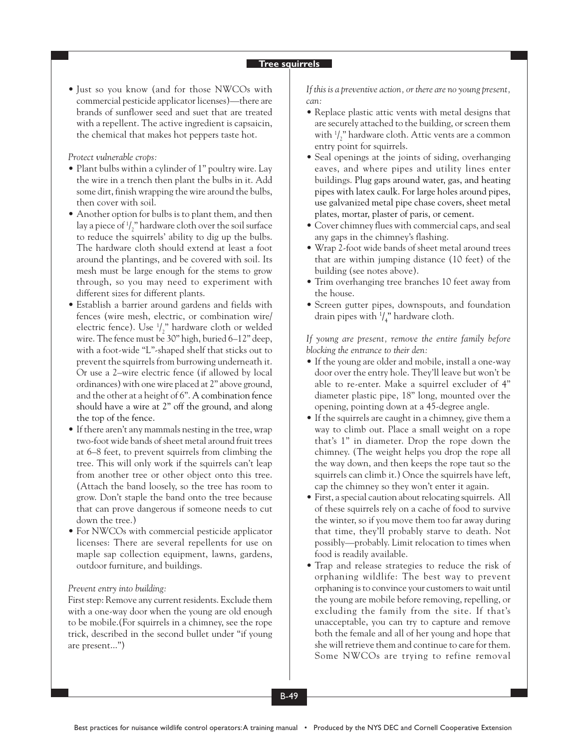- Just so you know (and for those NWCOs with commercial pesticide applicator licenses)—there are brands of sunflower seed and suet that are treated with a repellent. The active ingredient is capsaicin, the chemical that makes hot peppers taste hot.

*Protect vulnerable crops:*

- Plant bulbs within a cylinder of 1" poultry wire. Lay the wire in a trench then plant the bulbs in it. Add some dirt, finish wrapping the wire around the bulbs, then cover with soil.
- Another option for bulbs is to plant them, and then lay a piece of 1/2" hardware cloth over the soil surface to reduce the squirrels' ability to dig up the bulbs. The hardware cloth should extend at least a foot around the plantings, and be covered with soil. Its mesh must be large enough for the stems to grow through, so you may need to experiment with different sizes for different plants.
- Establish a barrier around gardens and fields with fences (wire mesh, electric, or combination wire/electric fence). Use 1/2" hardware cloth or welded wire. The fence must be 30" high, buried 6–12" deep, with a foot-wide "L"-shaped shelf that sticks out to prevent the squirrels from burrowing underneath it. Or use a 2–wire electric fence (if allowed by local ordinances) with one wire placed at 2" above ground, and the other at a height of 6". A combination fence should have a wire at 2" off the ground, and along the top of the fence.
- If there aren't any mammals nesting in the tree, wrap two-foot wide bands of sheet metal around fruit trees at 6–8 feet, to prevent squirrels from climbing the tree. This will only work if the squirrels can't leap from another tree or other object onto this tree. (Attach the band loosely, so the tree has room to grow. Don't staple the band onto the tree because that can prove dangerous if someone needs to cut down the tree.)
- For NWCOs with commercial pesticide applicator licenses: There are several repellents for use on maple sap collection equipment, lawns, gardens, outdoor furniture, and buildings.

*Prevent entry into building:*

First step: Remove any current residents. Exclude them with a one-way door when the young are old enough to be mobile.(For squirrels in a chimney, see the rope trick, described in the second bullet under "if young are present...")

*If this is a preventive action, or there are no young present, can:*

- Replace plastic attic vents with metal designs that are securely attached to the building, or screen them with 1/2" hardware cloth. Attic vents are a common entry point for squirrels.
- Seal openings at the joints of siding, overhanging eaves, and where pipes and utility lines enter buildings. Plug gaps around water, gas, and heating pipes with latex caulk. For large holes around pipes, use galvanized metal pipe chase covers, sheet metal plates, mortar, plaster of paris, or cement.
- Cover chimney flues with commercial caps, and seal any gaps in the chimney's flashing.
- Wrap 2-foot wide bands of sheet metal around trees that are within jumping distance (10 feet) of the building (see notes above).
- Trim overhanging tree branches 10 feet away from the house.
- Screen gutter pipes, downspouts, and foundation drain pipes with 1/4" hardware cloth.

*If young are present, remove the entire family before blocking the entrance to their den:*

- If the young are older and mobile, install a one-way door over the entry hole. They'll leave but won't be able to re-enter. Make a squirrel excluder of 4" diameter plastic pipe, 18" long, mounted over the opening, pointing down at a 45-degree angle.
- If the squirrels are caught in a chimney, give them a way to climb out. Place a small weight on a rope that's 1" in diameter. Drop the rope down the chimney. (The weight helps you drop the rope all the way down, and then keeps the rope taut so the squirrels can climb it.) Once the squirrels have left, cap the chimney so they won't enter it again.
- First, a special caution about relocating squirrels. All of these squirrels rely on a cache of food to survive the winter, so if you move them too far away during that time, they'll probably starve to death. Not possibly—probably. Limit relocation to times when food is readily available.
- Trap and release strategies to reduce the risk of orphaning wildlife: The best way to prevent orphaning is to convince your customers to wait until the young are mobile before removing, repelling, or excluding the family from the site. If that's unacceptable, you can try to capture and remove both the female and all of her young and hope that she will retrieve them and continue to care for them. Some NWCOs are trying to refine removal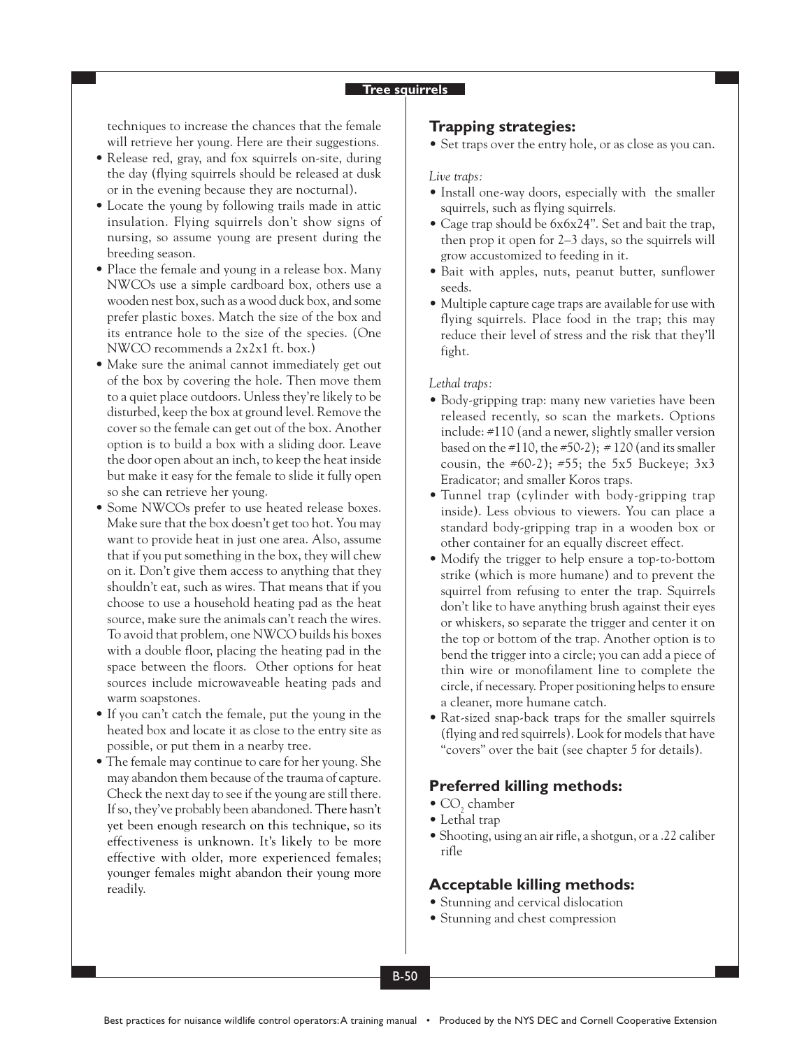techniques to increase the chances that the female will retrieve her young. Here are their suggestions.

- Release red, gray, and fox squirrels on-site, during the day (flying squirrels should be released at dusk or in the evening because they are nocturnal).
- Locate the young by following trails made in attic insulation. Flying squirrels don't show signs of nursing, so assume young are present during the breeding season.
- Place the female and young in a release box. Many NWCOs use a simple cardboard box, others use a wooden nest box, such as a wood duck box, and some prefer plastic boxes. Match the size of the box and its entrance hole to the size of the species. (One NWCO recommends a 2x2x1 ft. box.)
- Make sure the animal cannot immediately get out of the box by covering the hole. Then move them to a quiet place outdoors. Unless they're likely to be disturbed, keep the box at ground level. Remove the cover so the female can get out of the box. Another option is to build a box with a sliding door. Leave the door open about an inch, to keep the heat inside but make it easy for the female to slide it fully open so she can retrieve her young.
- Some NWCOs prefer to use heated release boxes. Make sure that the box doesn't get too hot. You may want to provide heat in just one area. Also, assume that if you put something in the box, they will chew on it. Don't give them access to anything that they shouldn't eat, such as wires. That means that if you choose to use a household heating pad as the heat source, make sure the animals can't reach the wires. To avoid that problem, one NWCO builds his boxes with a double floor, placing the heating pad in the space between the floors. Other options for heat sources include microwaveable heating pads and warm soapstones.
- If you can't catch the female, put the young in the heated box and locate it as close to the entry site as possible, or put them in a nearby tree.
- The female may continue to care for her young. She may abandon them because of the trauma of capture. Check the next day to see if the young are still there. If so, they've probably been abandoned. There hasn't yet been enough research on this technique, so its effectiveness is unknown. It's likely to be more effective with older, more experienced females; younger females might abandon their young more readily.

## Trapping strategies:

- Set traps over the entry hole, or as close as you can.

*Live traps:*

- Install one-way doors, especially with the smaller squirrels, such as flying squirrels.
- Cage trap should be 6x6x24". Set and bait the trap, then prop it open for 2–3 days, so the squirrels will grow accustomized to feeding in it.
- Bait with apples, nuts, peanut butter, sunflower seeds.
- Multiple capture cage traps are available for use with flying squirrels. Place food in the trap; this may reduce their level of stress and the risk that they'll fight.

*Lethal traps:*

- Body-gripping trap: many new varieties have been released recently, so scan the markets. Options include: #110 (and a newer, slightly smaller version based on the #110, the #50-2); # 120 (and its smaller cousin, the #60-2); #55; the 5x5 Buckeye; 3x3 Eradicator; and smaller Koros traps.
- Tunnel trap (cylinder with body-gripping trap inside). Less obvious to viewers. You can place a standard body-gripping trap in a wooden box or other container for an equally discreet effect.
- Modify the trigger to help ensure a top-to-bottom strike (which is more humane) and to prevent the squirrel from refusing to enter the trap. Squirrels don't like to have anything brush against their eyes or whiskers, so separate the trigger and center it on the top or bottom of the trap. Another option is to bend the trigger into a circle; you can add a piece of thin wire or monofilament line to complete the circle, if necessary. Proper positioning helps to ensure a cleaner, more humane catch.
- Rat-sized snap-back traps for the smaller squirrels (flying and red squirrels). Look for models that have "covers" over the bait (see chapter 5 for details).

## Preferred killing methods:

- $CO_2$ chamber
- Lethal trap
- Shooting, using an air rifle, a shotgun, or a .22 caliber rifle

## Acceptable killing methods:

- Stunning and cervical dislocation
- Stunning and chest compression